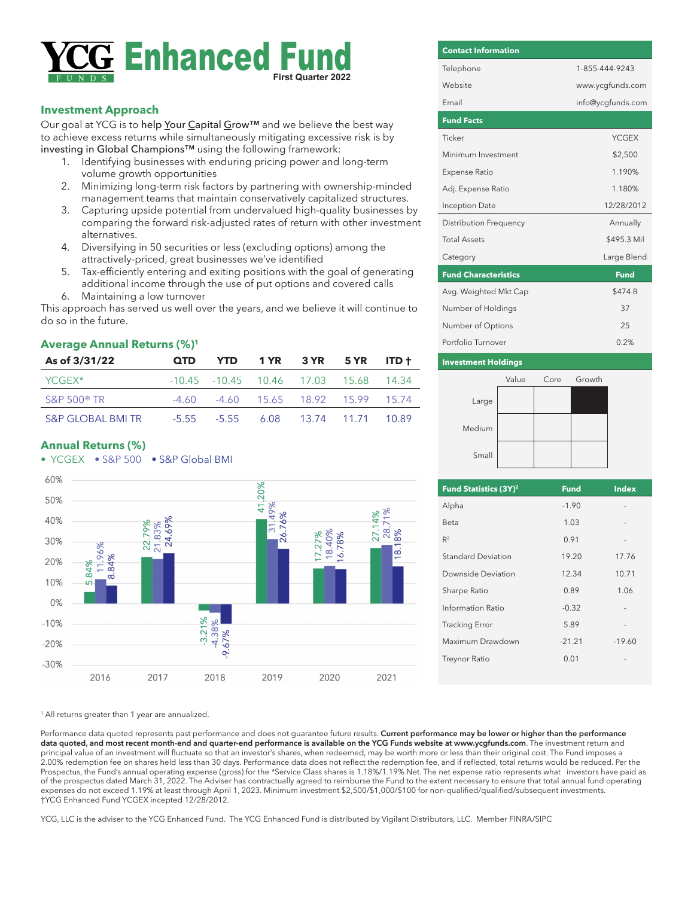# YCG Enhanced Fund

**First Quarter 2022**

## Investment Approach

Our goal at YCG is to help Your Capital Grow™ and we believe the best way to achieve excess returns while simultaneously mitigating excessive risk is by investing in Global Champions™ using the following framework:

1. Identifying businesses with enduring pricing power and long-term volume growth opportunities
2. Minimizing long-term risk factors by partnering with ownership-minded management teams that maintain conservatively capitalized structures.
3. Capturing upside potential from undervalued high-quality businesses by comparing the forward risk-adjusted rates of return with other investment alternatives.
4. Diversifying in 50 securities or less (excluding options) among the attractively-priced, great businesses we've identified
5. Tax-efficiently entering and exiting positions with the goal of generating additional income through the use of put options and covered calls
6. Maintaining a low turnover

This approach has served us well over the years, and we believe it will continue to do so in the future.

## Average Annual Returns (%)[1]

| As of 3/31/22 | QTD | YTD | 1 YR | 3 YR | 5 YR | ITD † |
|---|---|---|---|---|---|---|
| YCGEX* | -10.45 | -10.45 | 10.46 | 17.03 | 15.68 | 14.34 |
| S&P 500® TR | -4.60 | -4.60 | 15.65 | 18.92 | 15.99 | 15.74 |
| S&P GLOBAL BMI TR | -5.55 | -5.55 | 6.08 | 13.74 | 11.71 | 10.89 |

## Annual Returns (%)

| Year | YCGEX | S&P 500 | S&P Global BMI |
|---|---|---|---|
| 2016 | 5.84% | 11.96% | 8.84% |
| 2017 | 22.79% | 21.83% | 24.69% |
| 2018 | -3.21% | -4.38% | -9.67% |
| 2019 | 41.20% | 31.49% | 26.76% |
| 2020 | 17.27% | 18.40% | 16.78% |
| 2021 | 27.14% | 28.71% | 18.18% |

## Contact Information

| | |
|---|---|
| Telephone | 1-855-444-9243 |
| Website | www.ycgfunds.com |
| Email | info@ycgfunds.com |

## Fund Facts

| | |
|---|---|
| Ticker | YCGEX |
| Minimum Investment | $2,500 |
| Expense Ratio | 1.190% |
| Adj. Expense Ratio | 1.180% |
| Inception Date | 12/28/2012 |
| Distribution Frequency | Annually |
| Total Assets | $495.3 Mil |
| Category | Large Blend |

| Fund Characteristics | Fund |
|---|---|
| Avg. Weighted Mkt Cap | $474 B |
| Number of Holdings | 37 |
| Number of Options | 25 |
| Portfolio Turnover | 0.2% |

## Investment Holdings

| | Value | Core | Growth |
|---|---|---|---|
| Large | | | ■ |
| Medium | | | |
| Small | | | |

| Fund Statistics (3Y)[2] | Fund | Index |
|---|---|---|
| Alpha | -1.90 | - |
| Beta | 1.03 | - |
| $R^2$ | 0.91 | - |
| Standard Deviation | 19.20 | 17.76 |
| Downside Deviation | 12.34 | 10.71 |
| Sharpe Ratio | 0.89 | 1.06 |
| Information Ratio | -0.32 | - |
| Tracking Error | 5.89 | - |
| Maximum Drawdown | -21.21 | -19.60 |
| Treynor Ratio | 0.01 | - |

[1] All returns greater than 1 year are annualized.

Performance data quoted represents past performance and does not guarantee future results. **Current performance may be lower or higher than the performance data quoted, and most recent month-end and quarter-end performance is available on the YCG Funds website at www.ycgfunds.com**. The investment return and principal value of an investment will fluctuate so that an investor's shares, when redeemed, may be worth more or less than their original cost. The Fund imposes a 2.00% redemption fee on shares held less than 30 days. Performance data does not reflect the redemption fee, and if reflected, total returns would be reduced. Per the Prospectus, the Fund's annual operating expense (gross) for the *Service Class shares is 1.18%/1.19% Net. The net expense ratio represents what investors have paid as of the prospectus dated March 31, 2022. The Adviser has contractually agreed to reimburse the Fund to the extent necessary to ensure that total annual fund operating expenses do not exceed 1.19% at least through April 1, 2023. Minimum investment $2,500/$1,000/$100 for non-qualified/qualified/subsequent investments.
†YCG Enhanced Fund YCGEX incepted 12/28/2012.

YCG, LLC is the adviser to the YCG Enhanced Fund. The YCG Enhanced Fund is distributed by Vigilant Distributors, LLC. Member FINRA/SIPC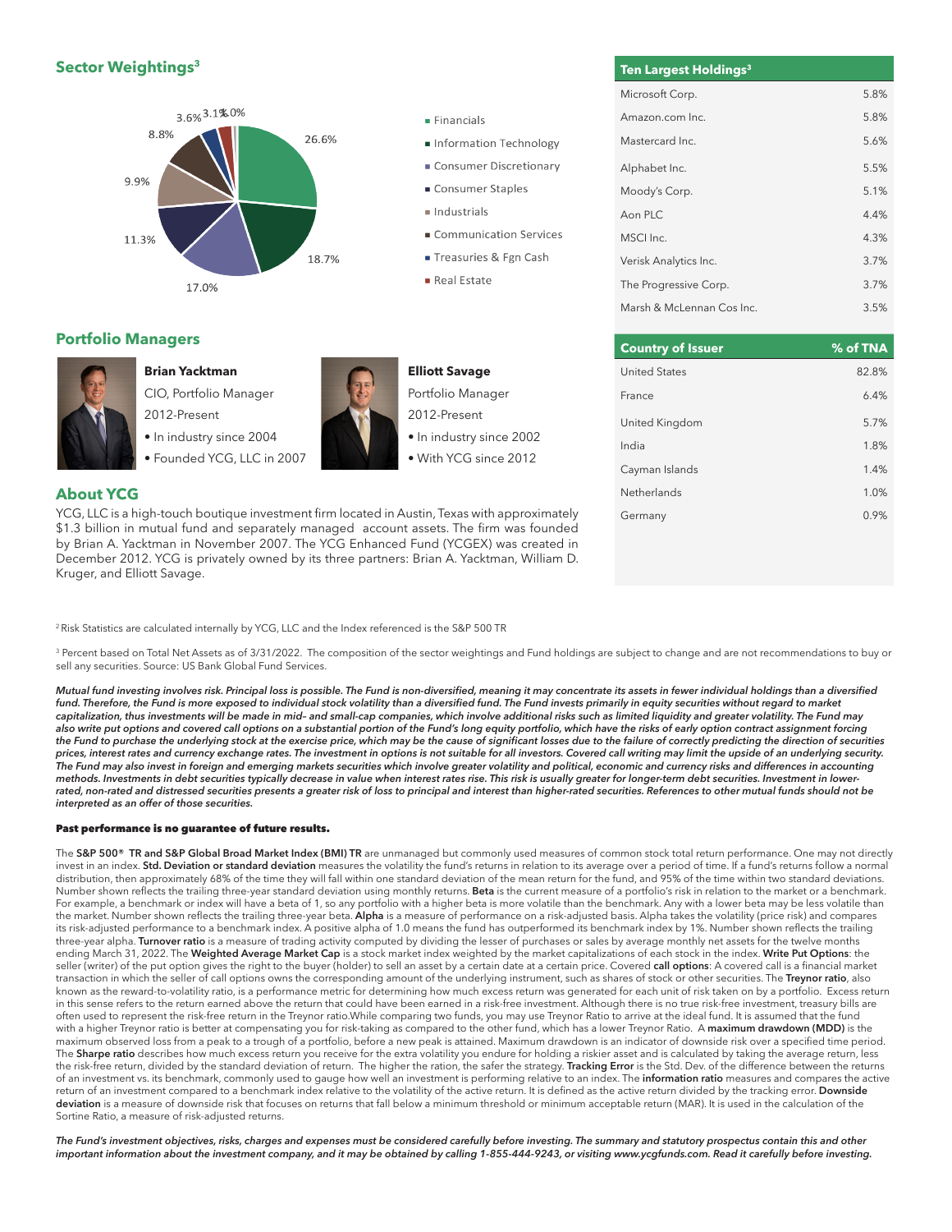## Sector Weightings[3]

26.6%
18.7%
17.0%
11.3%
9.9%
8.8%
3.6%
3.1%
1.0%

- Financials
- Information Technology
- Consumer Discretionary
- Consumer Staples
- Industrials
- Communication Services
- Treasuries & Fgn Cash
- Real Estate

| Ten Largest Holdings[3] | |
|---|---|
| Microsoft Corp. | 5.8% |
| Amazon.com Inc. | 5.8% |
| Mastercard Inc. | 5.6% |
| Alphabet Inc. | 5.5% |
| Moody's Corp. | 5.1% |
| Aon PLC | 4.4% |
| MSCI Inc. | 4.3% |
| Verisk Analytics Inc. | 3.7% |
| The Progressive Corp. | 3.7% |
| Marsh & McLennan Cos Inc. | 3.5% |

## Portfolio Managers

**Brian Yacktman**
CIO, Portfolio Manager
2012-Present
- In industry since 2004
- Founded YCG, LLC in 2007

**Elliott Savage**
Portfolio Manager
2012-Present
- In industry since 2002
- With YCG since 2012

| Country of Issuer | % of TNA |
|---|---|
| United States | 82.8% |
| France | 6.4% |
| United Kingdom | 5.7% |
| India | 1.8% |
| Cayman Islands | 1.4% |
| Netherlands | 1.0% |
| Germany | 0.9% |

## About YCG

YCG, LLC is a high-touch boutique investment firm located in Austin, Texas with approximately $1.3 billion in mutual fund and separately managed account assets. The firm was founded by Brian A. Yacktman in November 2007. The YCG Enhanced Fund (YCGEX) was created in December 2012. YCG is privately owned by its three partners: Brian A. Yacktman, William D. Kruger, and Elliott Savage.

[2] Risk Statistics are calculated internally by YCG, LLC and the Index referenced is the S&P 500 TR

[3] Percent based on Total Net Assets as of 3/31/2022. The composition of the sector weightings and Fund holdings are subject to change and are not recommendations to buy or sell any securities. Source: US Bank Global Fund Services.

***Mutual fund investing involves risk. Principal loss is possible. The Fund is non-diversified, meaning it may concentrate its assets in fewer individual holdings than a diversified fund. Therefore, the Fund is more exposed to individual stock volatility than a diversified fund. The Fund invests primarily in equity securities without regard to market capitalization, thus investments will be made in mid– and small-cap companies, which involve additional risks such as limited liquidity and greater volatility. The Fund may also write put options and covered call options on a substantial portion of the Fund's long equity portfolio, which have the risks of early option contract assignment forcing the Fund to purchase the underlying stock at the exercise price, which may be the cause of significant losses due to the failure of correctly predicting the direction of securities prices, interest rates and currency exchange rates. The investment in options is not suitable for all investors. Covered call writing may limit the upside of an underlying security. The Fund may also invest in foreign and emerging markets securities which involve greater volatility and political, economic and currency risks and differences in accounting methods. Investments in debt securities typically decrease in value when interest rates rise. This risk is usually greater for longer-term debt securities. Investment in lower-rated, non-rated and distressed securities presents a greater risk of loss to principal and interest than higher-rated securities. References to other mutual funds should not be interpreted as an offer of those securities.***

**Past performance is no guarantee of future results.**

The **S&P 500® TR and S&P Global Broad Market Index (BMI) TR** are unmanaged but commonly used measures of common stock total return performance. One may not directly invest in an index. **Std. Deviation or standard deviation** measures the volatility the fund's returns in relation to its average over a period of time. If a fund's returns follow a normal distribution, then approximately 68% of the time they will fall within one standard deviation of the mean return for the fund, and 95% of the time within two standard deviations. Number shown reflects the trailing three-year standard deviation using monthly returns. **Beta** is the current measure of a portfolio's risk in relation to the market or a benchmark. For example, a benchmark or index will have a beta of 1, so any portfolio with a higher beta is more volatile than the benchmark. Any with a lower beta may be less volatile than the market. Number shown reflects the trailing three-year beta. **Alpha** is a measure of performance on a risk-adjusted basis. Alpha takes the volatility (price risk) and compares its risk-adjusted performance to a benchmark index. A positive alpha of 1.0 means the fund has outperformed its benchmark index by 1%. Number shown reflects the trailing three-year alpha. **Turnover ratio** is a measure of trading activity computed by dividing the lesser of purchases or sales by average monthly net assets for the twelve months ending March 31, 2022. The **Weighted Average Market Cap** is a stock market index weighted by the market capitalizations of each stock in the index. **Write Put Options**: the seller (writer) of the put option gives the right to the buyer (holder) to sell an asset by a certain date at a certain price. Covered **call options**: A covered call is a financial market transaction in which the seller of call options owns the corresponding amount of the underlying instrument, such as shares of stock or other securities. The **Treynor ratio**, also known as the reward-to-volatility ratio, is a performance metric for determining how much excess return was generated for each unit of risk taken on by a portfolio. Excess return in this sense refers to the return earned above the return that could have been earned in a risk-free investment. Although there is no true risk-free investment, treasury bills are often used to represent the risk-free return in the Treynor ratio.While comparing two funds, you may use Treynor Ratio to arrive at the ideal fund. It is assumed that the fund with a higher Treynor ratio is better at compensating you for risk-taking as compared to the other fund, which has a lower Treynor Ratio. A **maximum drawdown (MDD)** is the maximum observed loss from a peak to a trough of a portfolio, before a new peak is attained. Maximum drawdown is an indicator of downside risk over a specified time period. The **Sharpe ratio** describes how much excess return you receive for the extra volatility you endure for holding a riskier asset and is calculated by taking the average return, less the risk-free return, divided by the standard deviation of return. The higher the ration, the safer the strategy. **Tracking Error** is the Std. Dev. of the difference between the returns of an investment vs. its benchmark, commonly used to gauge how well an investment is performing relative to an index. The **information ratio** measures and compares the active return of an investment compared to a benchmark index relative to the volatility of the active return. It is defined as the active return divided by the tracking error. **Downside deviation** is a measure of downside risk that focuses on returns that fall below a minimum threshold or minimum acceptable return (MAR). It is used in the calculation of the Sortine Ratio, a measure of risk-adjusted returns.

*The Fund's investment objectives, risks, charges and expenses must be considered carefully before investing. The summary and statutory prospectus contain this and other important information about the investment company, and it may be obtained by calling 1-855-444-9243, or visiting www.ycgfunds.com. Read it carefully before investing.*